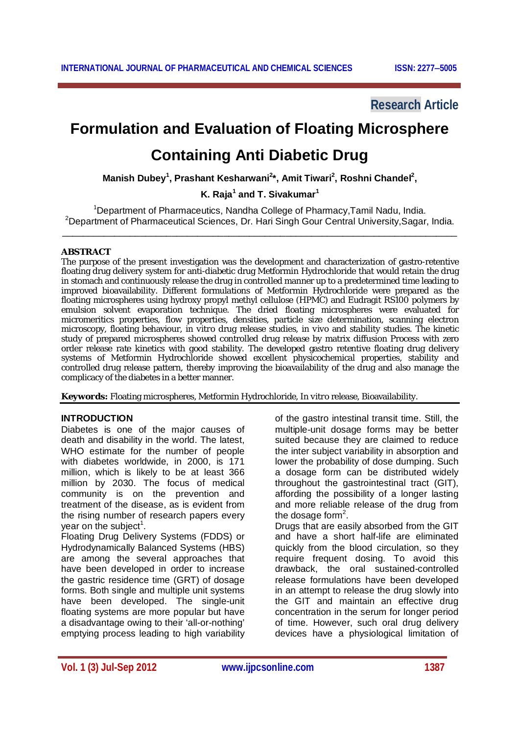Research Article

# Formulation and Evaluation of Floating Microsphere Containing Anti Diabetic Drug

**Manish Dubey[1], Prashant Kesharwani[2]\*, Amit Tiwari[2], Roshni Chandel[2], K. Raja[1] and T. Sivakumar[1]**

[1]Department of Pharmaceutics, Nandha College of Pharmacy,Tamil Nadu, India.
[2]Department of Pharmaceutical Sciences, Dr. Hari Singh Gour Central University,Sagar, India.

## ABSTRACT

The purpose of the present investigation was the development and characterization of gastro-retentive floating drug delivery system for anti-diabetic drug Metformin Hydrochloride that would retain the drug in stomach and continuously release the drug in controlled manner up to a predetermined time leading to improved bioavailability. Different formulations of Metformin Hydrochloride were prepared as the floating microspheres using hydroxy propyl methyl cellulose (HPMC) and Eudragit RS100 polymers by emulsion solvent evaporation technique. The dried floating microspheres were evaluated for micromeritics properties, flow properties, densities, particle size determination, scanning electron microscopy, floating behaviour, in vitro drug release studies, in vivo and stability studies. The kinetic study of prepared microspheres showed controlled drug release by matrix diffusion Process with zero order release rate kinetics with good stability. The developed gastro retentive floating drug delivery systems of Metformin Hydrochloride showed excellent physicochemical properties, stability and controlled drug release pattern, thereby improving the bioavailability of the drug and also manage the complicacy of the diabetes in a better manner.

**Keywords:** Floating microspheres, Metformin Hydrochloride, In vitro release, Bioavailability.

## INTRODUCTION

Diabetes is one of the major causes of death and disability in the world. The latest, WHO estimate for the number of people with diabetes worldwide, in 2000, is 171 million, which is likely to be at least 366 million by 2030. The focus of medical community is on the prevention and treatment of the disease, as is evident from the rising number of research papers every year on the subject[1].

Floating Drug Delivery Systems (FDDS) or Hydrodynamically Balanced Systems (HBS) are among the several approaches that have been developed in order to increase the gastric residence time (GRT) of dosage forms. Both single and multiple unit systems have been developed. The single-unit floating systems are more popular but have a disadvantage owing to their 'all-or-nothing' emptying process leading to high variability of the gastro intestinal transit time. Still, the multiple-unit dosage forms may be better suited because they are claimed to reduce the inter subject variability in absorption and lower the probability of dose dumping. Such a dosage form can be distributed widely throughout the gastrointestinal tract (GIT), affording the possibility of a longer lasting and more reliable release of the drug from the dosage form[2].

Drugs that are easily absorbed from the GIT and have a short half-life are eliminated quickly from the blood circulation, so they require frequent dosing. To avoid this drawback, the oral sustained-controlled release formulations have been developed in an attempt to release the drug slowly into the GIT and maintain an effective drug concentration in the serum for longer period of time. However, such oral drug delivery devices have a physiological limitation of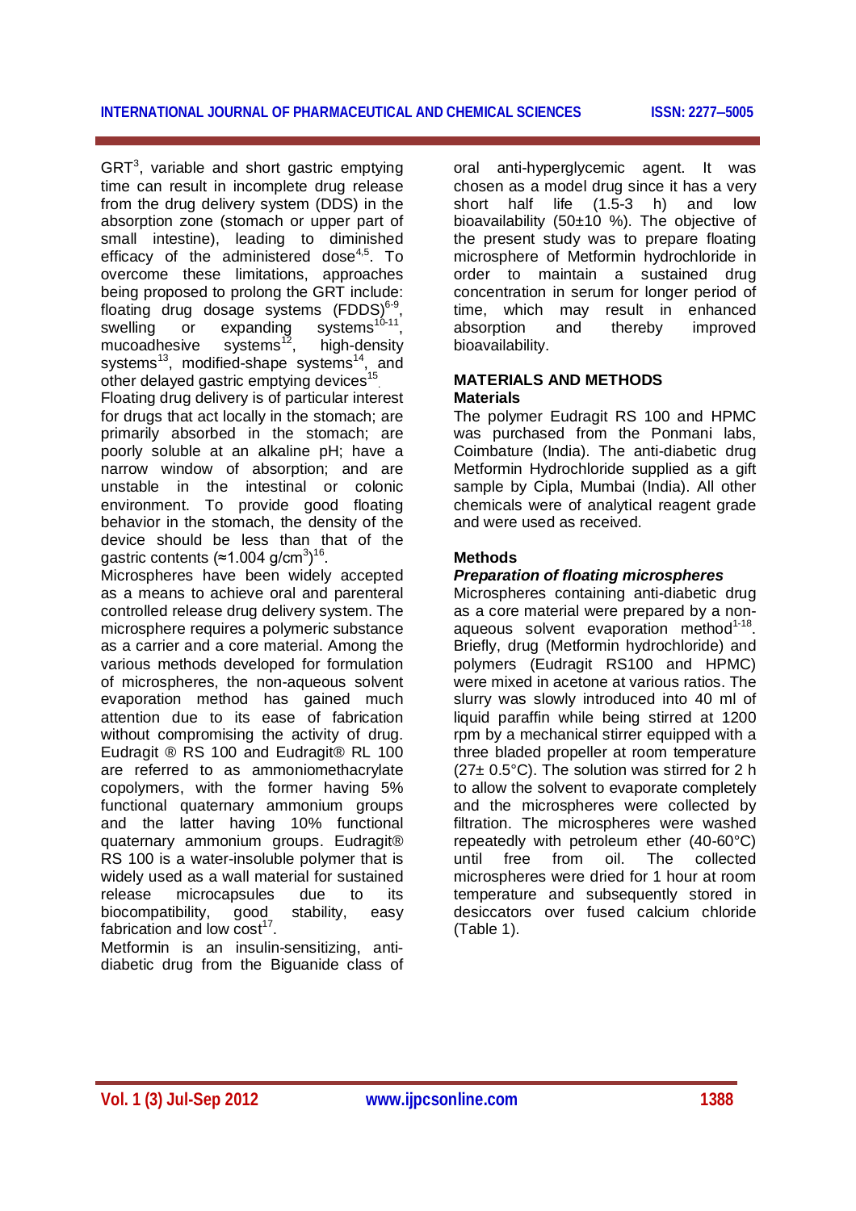GRT[3], variable and short gastric emptying time can result in incomplete drug release from the drug delivery system (DDS) in the absorption zone (stomach or upper part of small intestine), leading to diminished efficacy of the administered dose[4,5]. To overcome these limitations, approaches being proposed to prolong the GRT include: floating drug dosage systems (FDDS)[6-9], swelling or expanding systems[10-11], mucoadhesive systems[12], high-density systems[13], modified-shape systems[14], and other delayed gastric emptying devices[15].

Floating drug delivery is of particular interest for drugs that act locally in the stomach; are primarily absorbed in the stomach; are poorly soluble at an alkaline pH; have a narrow window of absorption; and are unstable in the intestinal or colonic environment. To provide good floating behavior in the stomach, the density of the device should be less than that of the gastric contents (≈1.004 $g/cm^3$)[16].

Microspheres have been widely accepted as a means to achieve oral and parenteral controlled release drug delivery system. The microsphere requires a polymeric substance as a carrier and a core material. Among the various methods developed for formulation of microspheres, the non-aqueous solvent evaporation method has gained much attention due to its ease of fabrication without compromising the activity of drug. Eudragit ® RS 100 and Eudragit® RL 100 are referred to as ammoniomethacrylate copolymers, with the former having 5% functional quaternary ammonium groups and the latter having 10% functional quaternary ammonium groups. Eudragit® RS 100 is a water-insoluble polymer that is widely used as a wall material for sustained release microcapsules due to its biocompatibility, good stability, easy fabrication and low cost[17].

Metformin is an insulin-sensitizing, anti-diabetic drug from the Biguanide class of oral anti-hyperglycemic agent. It was chosen as a model drug since it has a very short half life (1.5-3 h) and low bioavailability (50±10 %). The objective of the present study was to prepare floating microsphere of Metformin hydrochloride in order to maintain a sustained drug concentration in serum for longer period of time, which may result in enhanced absorption and thereby improved bioavailability.

## MATERIALS AND METHODS

### Materials

The polymer Eudragit RS 100 and HPMC was purchased from the Ponmani labs, Coimbature (India). The anti-diabetic drug Metformin Hydrochloride supplied as a gift sample by Cipla, Mumbai (India). All other chemicals were of analytical reagent grade and were used as received.

### Methods

***Preparation of floating microspheres***

Microspheres containing anti-diabetic drug as a core material were prepared by a non-aqueous solvent evaporation method[1-18]. Briefly, drug (Metformin hydrochloride) and polymers (Eudragit RS100 and HPMC) were mixed in acetone at various ratios. The slurry was slowly introduced into 40 ml of liquid paraffin while being stirred at 1200 rpm by a mechanical stirrer equipped with a three bladed propeller at room temperature (27± 0.5°C). The solution was stirred for 2 h to allow the solvent to evaporate completely and the microspheres were collected by filtration. The microspheres were washed repeatedly with petroleum ether (40-60°C) until free from oil. The collected microspheres were dried for 1 hour at room temperature and subsequently stored in desiccators over fused calcium chloride (Table 1).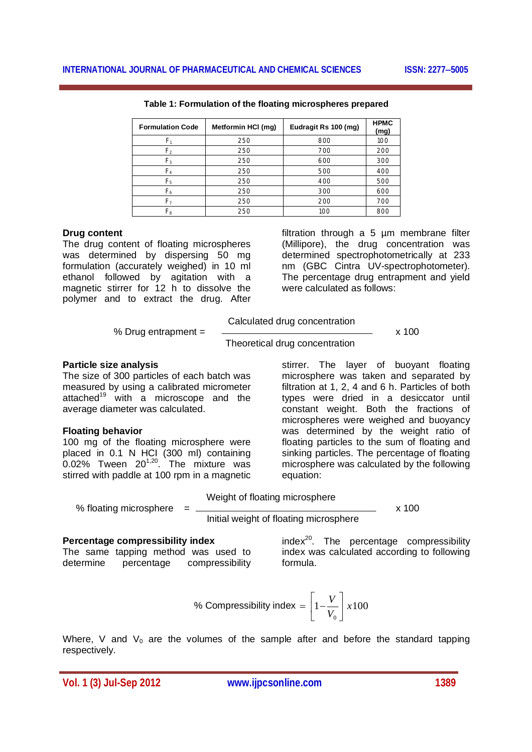**Table 1: Formulation of the floating microspheres prepared**

| Formulation Code | Metformin HCl (mg) | Eudragit Rs 100 (mg) | HPMC (mg) |
|---|---|---|---|
| $F_1$ | 250 | 800 | 100 |
| $F_2$ | 250 | 700 | 200 |
| $F_3$ | 250 | 600 | 300 |
| $F_4$ | 250 | 500 | 400 |
| $F_5$ | 250 | 400 | 500 |
| $F_6$ | 250 | 300 | 600 |
| $F_7$ | 250 | 200 | 700 |
| $F_8$ | 250 | 100 | 800 |

**Drug content**

The drug content of floating microspheres was determined by dispersing 50 mg formulation (accurately weighed) in 10 ml ethanol followed by agitation with a magnetic stirrer for 12 h to dissolve the polymer and to extract the drug. After filtration through a 5 µm membrane filter (Millipore), the drug concentration was determined spectrophotometrically at 233 nm (GBC Cintra UV-spectrophotometer). The percentage drug entrapment and yield were calculated as follows:

$$\% \text{ Drug entrapment} = \frac{\text{Calculated drug concentration}}{\text{Theoretical drug concentration}} \times 100$$

**Particle size analysis**

The size of 300 particles of each batch was measured by using a calibrated micrometer attached[19] with a microscope and the average diameter was calculated.

**Floating behavior**

100 mg of the floating microsphere were placed in 0.1 N HCl (300 ml) containing 0.02% Tween 20[1,20]. The mixture was stirred with paddle at 100 rpm in a magnetic stirrer. The layer of buoyant floating microsphere was taken and separated by filtration at 1, 2, 4 and 6 h. Particles of both types were dried in a desiccator until constant weight. Both the fractions of microspheres were weighed and buoyancy was determined by the weight ratio of floating particles to the sum of floating and sinking particles. The percentage of floating microsphere was calculated by the following equation:

$$\% \text{ floating microsphere} = \frac{\text{Weight of floating microsphere}}{\text{Initial weight of floating microsphere}} \times 100$$

**Percentage compressibility index**

The same tapping method was used to determine percentage compressibility index[20]. The percentage compressibility index was calculated according to following formula.

$$\% \text{ Compressibility index} = \left[1 - \frac{V}{V_0}\right] x100$$

Where, $V$ and $V_0$ are the volumes of the sample after and before the standard tapping respectively.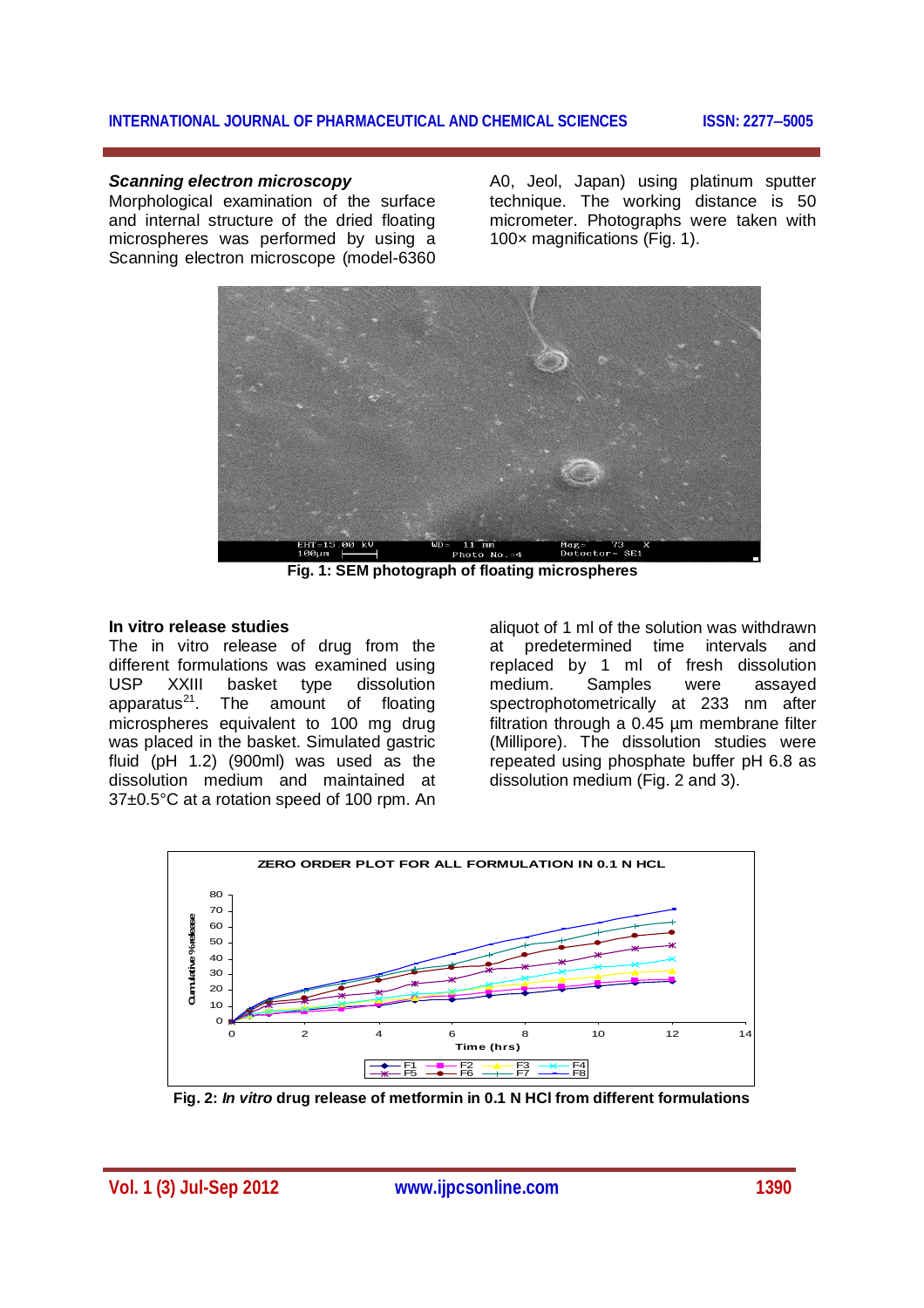### *Scanning electron microscopy*

Morphological examination of the surface and internal structure of the dried floating microspheres was performed by using a Scanning electron microscope (model-6360 A0, Jeol, Japan) using platinum sputter technique. The working distance is 50 micrometer. Photographs were taken with 100× magnifications (Fig. 1).

**Fig. 1: SEM photograph of floating microspheres**

### In vitro release studies

The in vitro release of drug from the different formulations was examined using USP XXIII basket type dissolution apparatus[21]. The amount of floating microspheres equivalent to 100 mg drug was placed in the basket. Simulated gastric fluid (pH 1.2) (900ml) was used as the dissolution medium and maintained at 37±0.5°C at a rotation speed of 100 rpm. An aliquot of 1 ml of the solution was withdrawn at predetermined time intervals and replaced by 1 ml of fresh dissolution medium. Samples were assayed spectrophotometrically at 233 nm after filtration through a 0.45 µm membrane filter (Millipore). The dissolution studies were repeated using phosphate buffer pH 6.8 as dissolution medium (Fig. 2 and 3).

**Fig. 2: *In vitro* drug release of metformin in 0.1 N HCl from different formulations**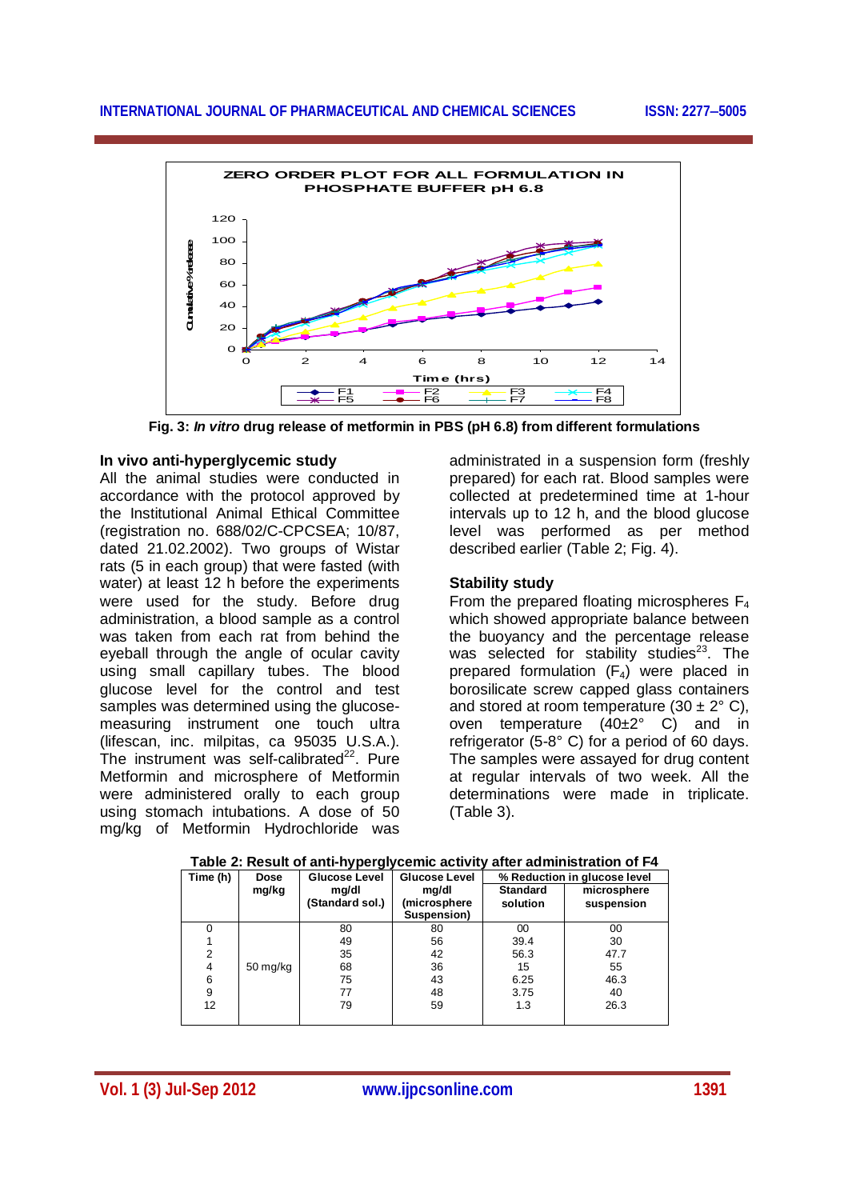**Fig. 3:** ***In vitro*** **drug release of metformin in PBS (pH 6.8) from different formulations**

### In vivo anti-hyperglycemic study

All the animal studies were conducted in accordance with the protocol approved by the Institutional Animal Ethical Committee (registration no. 688/02/C-CPCSEA; 10/87, dated 21.02.2002). Two groups of Wistar rats (5 in each group) that were fasted (with water) at least 12 h before the experiments were used for the study. Before drug administration, a blood sample as a control was taken from each rat from behind the eyeball through the angle of ocular cavity using small capillary tubes. The blood glucose level for the control and test samples was determined using the glucose-measuring instrument one touch ultra (lifescan, inc. milpitas, ca 95035 U.S.A.). The instrument was self-calibrated[22]. Pure Metformin and microsphere of Metformin were administered orally to each group using stomach intubations. A dose of 50 mg/kg of Metformin Hydrochloride was administrated in a suspension form (freshly prepared) for each rat. Blood samples were collected at predetermined time at 1-hour intervals up to 12 h, and the blood glucose level was performed as per method described earlier (Table 2; Fig. 4).

### Stability study

From the prepared floating microspheres $F_4$ which showed appropriate balance between the buoyancy and the percentage release was selected for stability studies[23]. The prepared formulation ($F_4$) were placed in borosilicate screw capped glass containers and stored at room temperature (30 ± 2° C), oven temperature (40±2° C) and in refrigerator (5-8° C) for a period of 60 days. The samples were assayed for drug content at regular intervals of two week. All the determinations were made in triplicate. (Table 3).

**Table 2: Result of anti-hyperglycemic activity after administration of F4**

| Time (h) | Dose mg/kg | Glucose Level mg/dl (Standard sol.) | Glucose Level mg/dl (microsphere Suspension) | % Reduction in glucose level | |
|---|---|---|---|---|---|
| | | | | Standard solution | microsphere suspension |
| 0 | 50 mg/kg | 80 | 80 | 00 | 00 |
| 1 | | 49 | 56 | 39.4 | 30 |
| 2 | | 35 | 42 | 56.3 | 47.7 |
| 4 | | 68 | 36 | 15 | 55 |
| 6 | | 75 | 43 | 6.25 | 46.3 |
| 9 | | 77 | 48 | 3.75 | 40 |
| 12 | | 79 | 59 | 1.3 | 26.3 |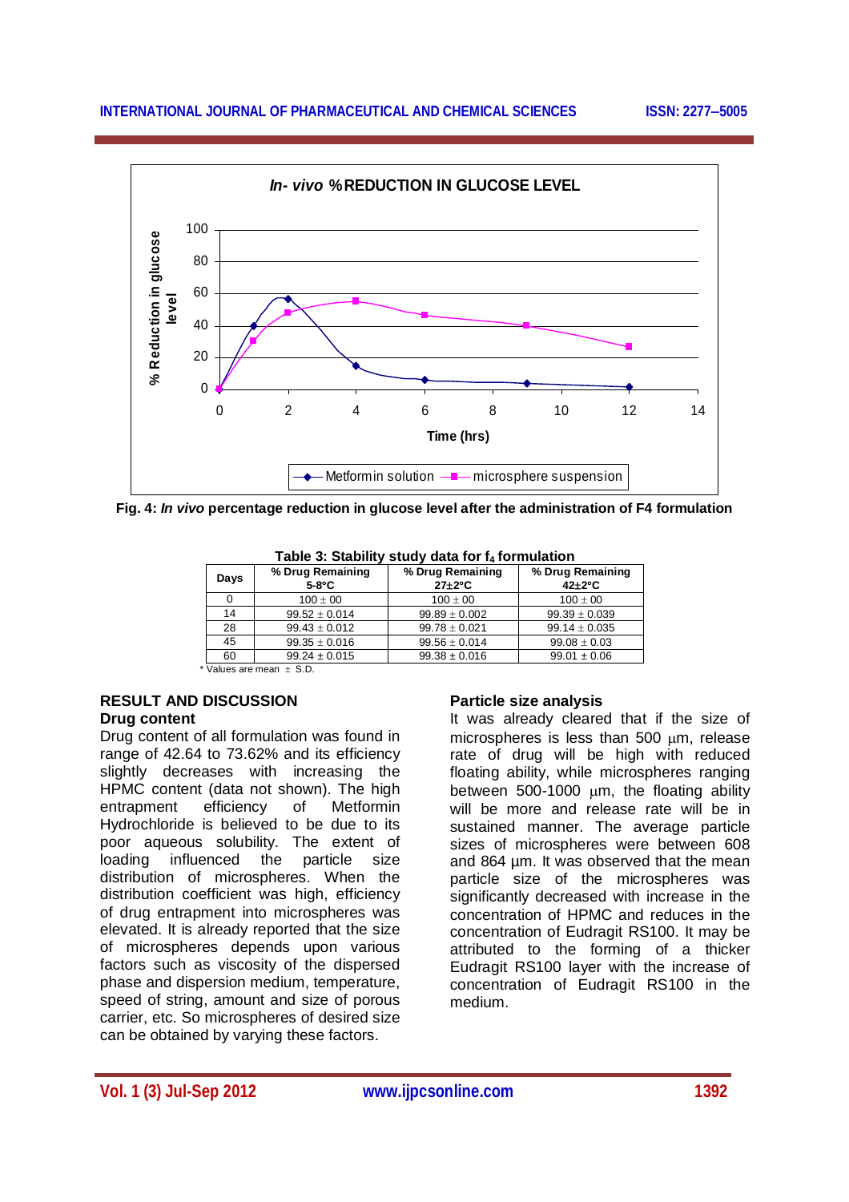Fig. 4: *In vivo* percentage reduction in glucose level after the administration of F4 formulation

**Table 3: Stability study data for $f_4$ formulation**

| Days | % Drug Remaining 5-8°C | % Drug Remaining 27±2°C | % Drug Remaining 42±2°C |
|---|---|---|---|
| 0 | 100 ± 00 | 100 ± 00 | 100 ± 00 |
| 14 | 99.52 ± 0.014 | 99.89 ± 0.002 | 99.39 ± 0.039 |
| 28 | 99.43 ± 0.012 | 99.78 ± 0.021 | 99.14 ± 0.035 |
| 45 | 99.35 ± 0.016 | 99.56 ± 0.014 | 99.08 ± 0.03 |
| 60 | 99.24 ± 0.015 | 99.38 ± 0.016 | 99.01 ± 0.06 |

* Values are mean ± S.D.

## RESULT AND DISCUSSION

### Drug content

Drug content of all formulation was found in range of 42.64 to 73.62% and its efficiency slightly decreases with increasing the HPMC content (data not shown). The high entrapment efficiency of Metformin Hydrochloride is believed to be due to its poor aqueous solubility. The extent of loading influenced the particle size distribution of microspheres. When the distribution coefficient was high, efficiency of drug entrapment into microspheres was elevated. It is already reported that the size of microspheres depends upon various factors such as viscosity of the dispersed phase and dispersion medium, temperature, speed of string, amount and size of porous carrier, etc. So microspheres of desired size can be obtained by varying these factors.

### Particle size analysis

It was already cleared that if the size of microspheres is less than 500 μm, release rate of drug will be high with reduced floating ability, while microspheres ranging between 500-1000 μm, the floating ability will be more and release rate will be in sustained manner. The average particle sizes of microspheres were between 608 and 864 μm. It was observed that the mean particle size of the microspheres was significantly decreased with increase in the concentration of HPMC and reduces in the concentration of Eudragit RS100. It may be attributed to the forming of a thicker Eudragit RS100 layer with the increase of concentration of Eudragit RS100 in the medium.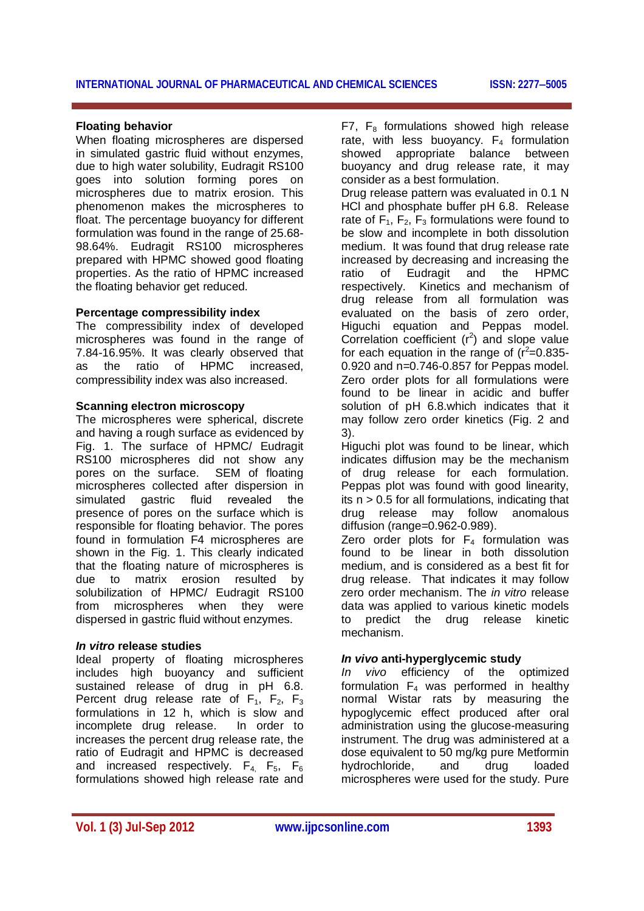### Floating behavior

When floating microspheres are dispersed in simulated gastric fluid without enzymes, due to high water solubility, Eudragit RS100 goes into solution forming pores on microspheres due to matrix erosion. This phenomenon makes the microspheres to float. The percentage buoyancy for different formulation was found in the range of 25.68-98.64%. Eudragit RS100 microspheres prepared with HPMC showed good floating properties. As the ratio of HPMC increased the floating behavior get reduced.

### Percentage compressibility index

The compressibility index of developed microspheres was found in the range of 7.84-16.95%. It was clearly observed that as the ratio of HPMC increased, compressibility index was also increased.

### Scanning electron microscopy

The microspheres were spherical, discrete and having a rough surface as evidenced by Fig. 1. The surface of HPMC/ Eudragit RS100 microspheres did not show any pores on the surface. SEM of floating microspheres collected after dispersion in simulated gastric fluid revealed the presence of pores on the surface which is responsible for floating behavior. The pores found in formulation F4 microspheres are shown in the Fig. 1. This clearly indicated that the floating nature of microspheres is due to matrix erosion resulted by solubilization of HPMC/ Eudragit RS100 from microspheres when they were dispersed in gastric fluid without enzymes.

### *In vitro* release studies

Ideal property of floating microspheres includes high buoyancy and sufficient sustained release of drug in pH 6.8. Percent drug release rate of $F_1$, $F_2$, $F_3$ formulations in 12 h, which is slow and incomplete drug release. In order to increases the percent drug release rate, the ratio of Eudragit and HPMC is decreased and increased respectively. $F_4$, $F_5$, $F_6$ formulations showed high release rate and F7, $F_8$ formulations showed high release rate, with less buoyancy. $F_4$ formulation showed appropriate balance between buoyancy and drug release rate, it may consider as a best formulation.

Drug release pattern was evaluated in 0.1 N HCl and phosphate buffer pH 6.8. Release rate of $F_1$, $F_2$, $F_3$ formulations were found to be slow and incomplete in both dissolution medium. It was found that drug release rate increased by decreasing and increasing the ratio of Eudragit and the HPMC respectively. Kinetics and mechanism of drug release from all formulation was evaluated on the basis of zero order, Higuchi equation and Peppas model. Correlation coefficient ($r^2$) and slope value for each equation in the range of ($r^2$=0.835-0.920 and n=0.746-0.857 for Peppas model. Zero order plots for all formulations were found to be linear in acidic and buffer solution of pH 6.8.which indicates that it may follow zero order kinetics (Fig. 2 and 3).

Higuchi plot was found to be linear, which indicates diffusion may be the mechanism of drug release for each formulation. Peppas plot was found with good linearity, its n > 0.5 for all formulations, indicating that drug release may follow anomalous diffusion (range=0.962-0.989).

Zero order plots for $F_4$ formulation was found to be linear in both dissolution medium, and is considered as a best fit for drug release. That indicates it may follow zero order mechanism. The *in vitro* release data was applied to various kinetic models to predict the drug release kinetic mechanism.

### *In vivo* anti-hyperglycemic study

*In vivo* efficiency of the optimized formulation $F_4$ was performed in healthy normal Wistar rats by measuring the hypoglycemic effect produced after oral administration using the glucose-measuring instrument. The drug was administered at a dose equivalent to 50 mg/kg pure Metformin hydrochloride, and drug loaded microspheres were used for the study. Pure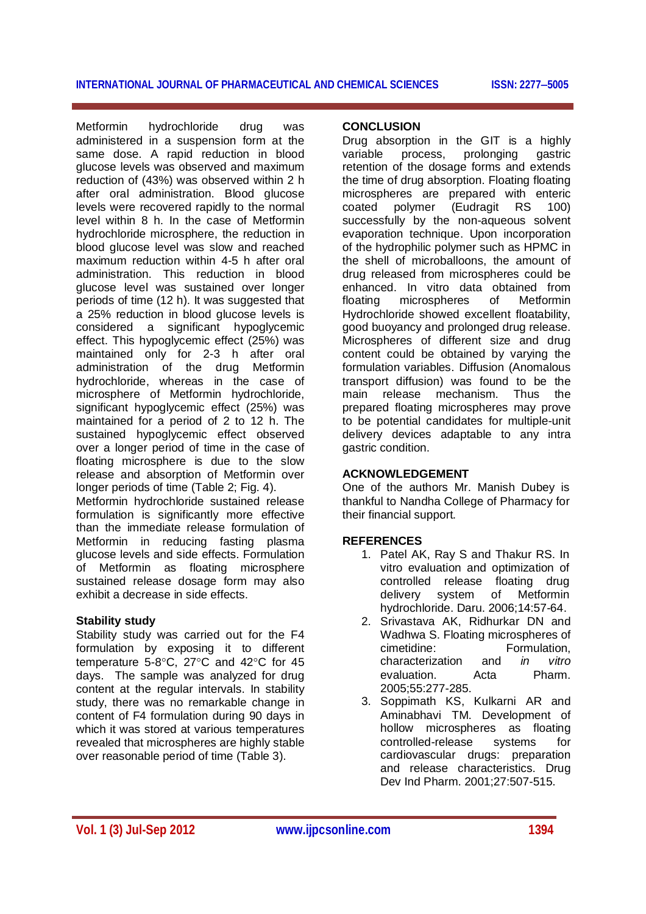Metformin hydrochloride drug was administered in a suspension form at the same dose. A rapid reduction in blood glucose levels was observed and maximum reduction of (43%) was observed within 2 h after oral administration. Blood glucose levels were recovered rapidly to the normal level within 8 h. In the case of Metformin hydrochloride microsphere, the reduction in blood glucose level was slow and reached maximum reduction within 4-5 h after oral administration. This reduction in blood glucose level was sustained over longer periods of time (12 h). It was suggested that a 25% reduction in blood glucose levels is considered a significant hypoglycemic effect. This hypoglycemic effect (25%) was maintained only for 2-3 h after oral administration of the drug Metformin hydrochloride, whereas in the case of microsphere of Metformin hydrochloride, significant hypoglycemic effect (25%) was maintained for a period of 2 to 12 h. The sustained hypoglycemic effect observed over a longer period of time in the case of floating microsphere is due to the slow release and absorption of Metformin over longer periods of time (Table 2; Fig. 4).

Metformin hydrochloride sustained release formulation is significantly more effective than the immediate release formulation of Metformin in reducing fasting plasma glucose levels and side effects. Formulation of Metformin as floating microsphere sustained release dosage form may also exhibit a decrease in side effects.

### Stability study

Stability study was carried out for the F4 formulation by exposing it to different temperature 5-8°C, 27°C and 42°C for 45 days. The sample was analyzed for drug content at the regular intervals. In stability study, there was no remarkable change in content of F4 formulation during 90 days in which it was stored at various temperatures revealed that microspheres are highly stable over reasonable period of time (Table 3).

## CONCLUSION

Drug absorption in the GIT is a highly variable process, prolonging gastric retention of the dosage forms and extends the time of drug absorption. Floating floating microspheres are prepared with enteric coated polymer (Eudragit RS 100) successfully by the non-aqueous solvent evaporation technique. Upon incorporation of the hydrophilic polymer such as HPMC in the shell of microballoons, the amount of drug released from microspheres could be enhanced. In vitro data obtained from floating microspheres of Metformin Hydrochloride showed excellent floatability, good buoyancy and prolonged drug release. Microspheres of different size and drug content could be obtained by varying the formulation variables. Diffusion (Anomalous transport diffusion) was found to be the main release mechanism. Thus the prepared floating microspheres may prove to be potential candidates for multiple-unit delivery devices adaptable to any intra gastric condition.

## ACKNOWLEDGEMENT

One of the authors Mr. Manish Dubey is thankful to Nandha College of Pharmacy for their financial support.

## REFERENCES

1. Patel AK, Ray S and Thakur RS. In vitro evaluation and optimization of controlled release floating drug delivery system of Metformin hydrochloride. Daru. 2006;14:57-64.
2. Srivastava AK, Ridhurkar DN and Wadhwa S. Floating microspheres of cimetidine: Formulation, characterization and *in vitro* evaluation. Acta Pharm. 2005;55:277-285.
3. Soppimath KS, Kulkarni AR and Aminabhavi TM. Development of hollow microspheres as floating controlled-release systems for cardiovascular drugs: preparation and release characteristics. Drug Dev Ind Pharm. 2001;27:507-515.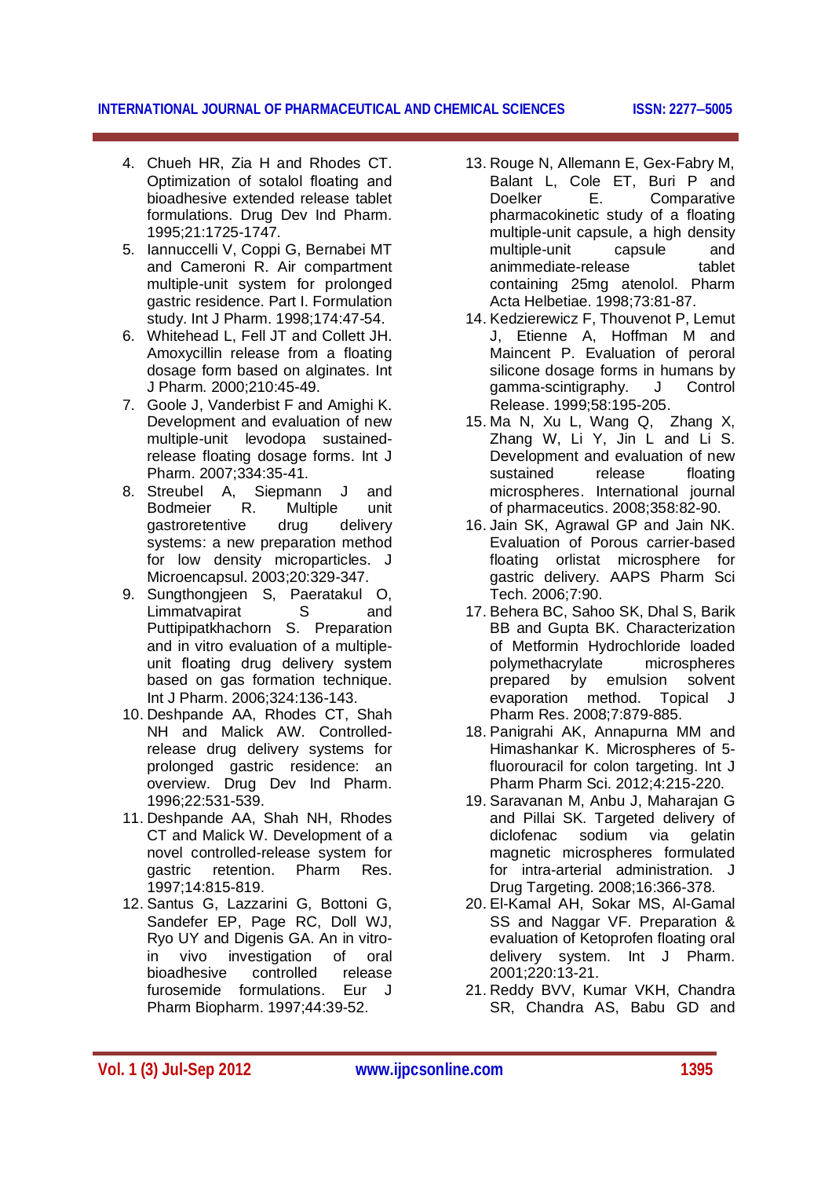4. Chueh HR, Zia H and Rhodes CT. Optimization of sotalol floating and bioadhesive extended release tablet formulations. Drug Dev Ind Pharm. 1995;21:1725-1747.
5. Iannuccelli V, Coppi G, Bernabei MT and Cameroni R. Air compartment multiple-unit system for prolonged gastric residence. Part I. Formulation study. Int J Pharm. 1998;174:47-54.
6. Whitehead L, Fell JT and Collett JH. Amoxycillin release from a floating dosage form based on alginates. Int J Pharm. 2000;210:45-49.
7. Goole J, Vanderbist F and Amighi K. Development and evaluation of new multiple-unit levodopa sustained-release floating dosage forms. Int J Pharm. 2007;334:35-41.
8. Streubel A, Siepmann J and Bodmeier R. Multiple unit gastroretentive drug delivery systems: a new preparation method for low density microparticles. J Microencapsul. 2003;20:329-347.
9. Sungthongjeen S, Paeratakul O, Limmatvapirat S and Puttipipatkhachorn S. Preparation and in vitro evaluation of a multiple-unit floating drug delivery system based on gas formation technique. Int J Pharm. 2006;324:136-143.
10. Deshpande AA, Rhodes CT, Shah NH and Malick AW. Controlled-release drug delivery systems for prolonged gastric residence: an overview. Drug Dev Ind Pharm. 1996;22:531-539.
11. Deshpande AA, Shah NH, Rhodes CT and Malick W. Development of a novel controlled-release system for gastric retention. Pharm Res. 1997;14:815-819.
12. Santus G, Lazzarini G, Bottoni G, Sandefer EP, Page RC, Doll WJ, Ryo UY and Digenis GA. An in vitro-in vivo investigation of oral bioadhesive controlled release furosemide formulations. Eur J Pharm Biopharm. 1997;44:39-52.
13. Rouge N, Allemann E, Gex-Fabry M, Balant L, Cole ET, Buri P and Doelker E. Comparative pharmacokinetic study of a floating multiple-unit capsule, a high density multiple-unit capsule and animmediate-release tablet containing 25mg atenolol. Pharm Acta Helbetiae. 1998;73:81-87.
14. Kedzierewicz F, Thouvenot P, Lemut J, Etienne A, Hoffman M and Maincent P. Evaluation of peroral silicone dosage forms in humans by gamma-scintigraphy. J Control Release. 1999;58:195-205.
15. Ma N, Xu L, Wang Q, Zhang X, Zhang W, Li Y, Jin L and Li S. Development and evaluation of new sustained release floating microspheres. International journal of pharmaceutics. 2008;358:82-90.
16. Jain SK, Agrawal GP and Jain NK. Evaluation of Porous carrier-based floating orlistat microsphere for gastric delivery. AAPS Pharm Sci Tech. 2006;7:90.
17. Behera BC, Sahoo SK, Dhal S, Barik BB and Gupta BK. Characterization of Metformin Hydrochloride loaded polymethacrylate microspheres prepared by emulsion solvent evaporation method. Topical J Pharm Res. 2008;7:879-885.
18. Panigrahi AK, Annapurna MM and Himashankar K. Microspheres of 5-fluorouracil for colon targeting. Int J Pharm Pharm Sci. 2012;4:215-220.
19. Saravanan M, Anbu J, Maharajan G and Pillai SK. Targeted delivery of diclofenac sodium via gelatin magnetic microspheres formulated for intra-arterial administration. J Drug Targeting. 2008;16:366-378.
20. El-Kamal AH, Sokar MS, Al-Gamal SS and Naggar VF. Preparation & evaluation of Ketoprofen floating oral delivery system. Int J Pharm. 2001;220:13-21.
21. Reddy BVV, Kumar VKH, Chandra SR, Chandra AS, Babu GD and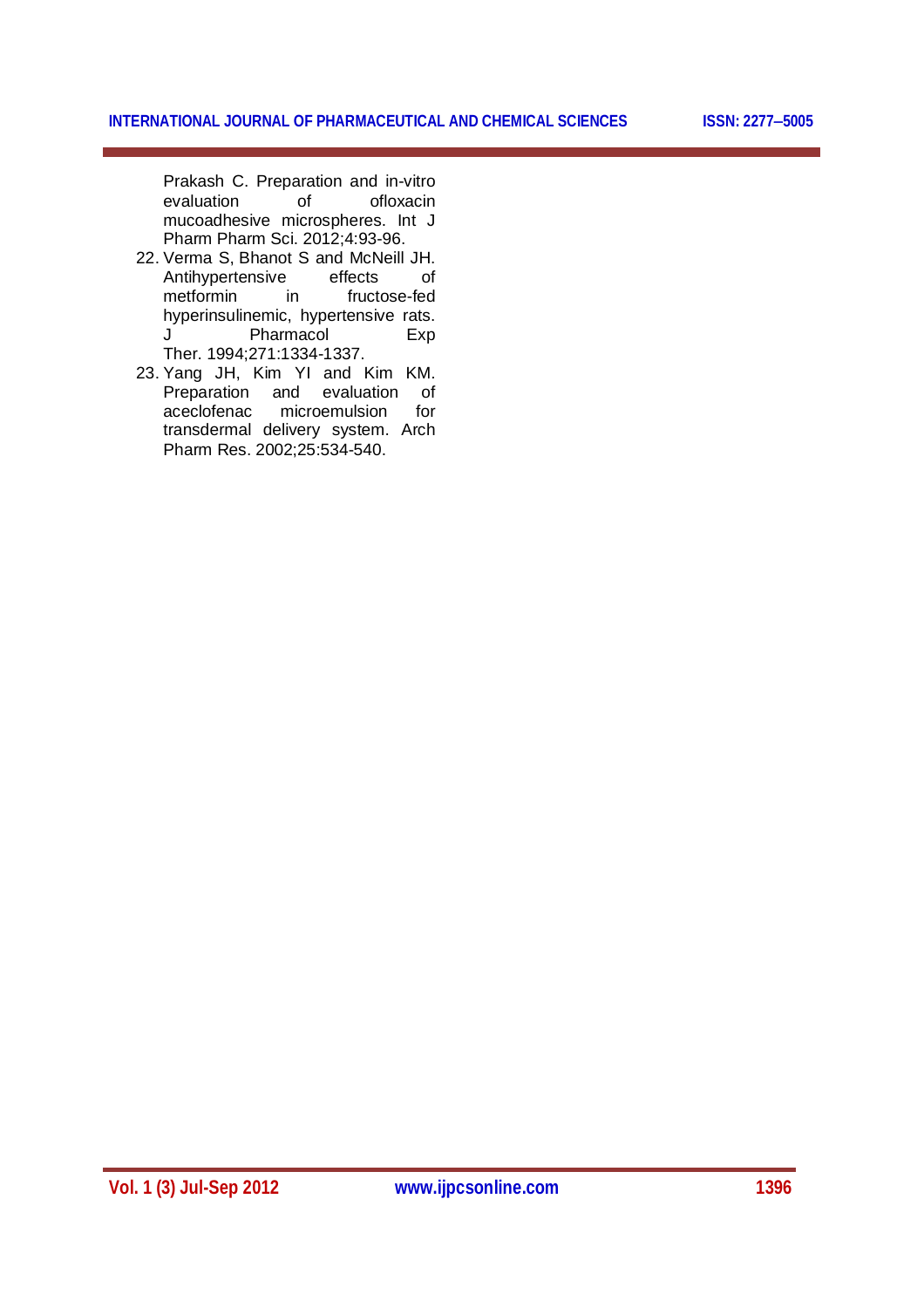Prakash C. Preparation and in-vitro evaluation of ofloxacin mucoadhesive microspheres. Int J Pharm Pharm Sci. 2012;4:93-96.

22. Verma S, Bhanot S and McNeill JH. Antihypertensive effects of metformin in fructose-fed hyperinsulinemic, hypertensive rats. J Pharmacol Exp Ther. 1994;271:1334-1337.
23. Yang JH, Kim YI and Kim KM. Preparation and evaluation of aceclofenac microemulsion for transdermal delivery system. Arch Pharm Res. 2002;25:534-540.